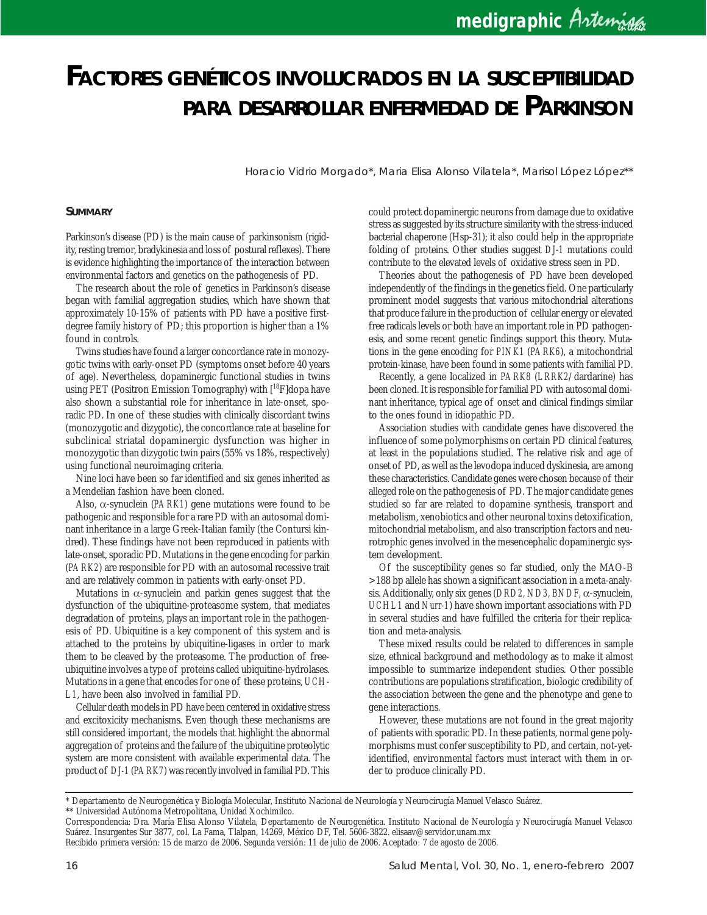# FACTORES GENÉTICOS INVOLUCRADOS EN LA SUSCEPTIBILIDAD PARA DESARROLLAR ENFERMEDAD DE PARKINSON

Horacio Vidrio Morgado*, Maria Elisa Alonso Vilatela*, Marisol López López**

## SUMMARY

Parkinson's disease (PD) is the main cause of parkinsonism (rigidity, resting tremor, bradykinesia and loss of postural reflexes). There is evidence highlighting the importance of the interaction between environmental factors and genetics on the pathogenesis of PD.

The research about the role of genetics in Parkinson's disease began with familial aggregation studies, which have shown that approximately 10-15% of patients with PD have a positive first-degree family history of PD; this proportion is higher than a 1% found in controls.

Twins studies have found a larger concordance rate in monozygotic twins with early-onset PD (symptoms onset before 40 years of age). Nevertheless, dopaminergic functional studies in twins using PET (Positron Emission Tomography) with [$^{18}$F]dopa have also shown a substantial role for inheritance in late-onset, sporadic PD. In one of these studies with clinically discordant twins (monozygotic and dizygotic), the concordance rate at baseline for subclinical striatal dopaminergic dysfunction was higher in monozygotic than dizygotic twin pairs (55% vs 18%, respectively) using functional neuroimaging criteria.

Nine loci have been so far identified and six genes inherited as a Mendelian fashion have been cloned.

Also, $\alpha$-synuclein (*PARK1*) gene mutations were found to be pathogenic and responsible for a rare PD with an autosomal dominant inheritance in a large Greek-Italian family (the Contursi kindred). These findings have not been reproduced in patients with late-onset, sporadic PD. Mutations in the gene encoding for parkin (*PARK2*) are responsible for PD with an autosomal recessive trait and are relatively common in patients with early-onset PD.

Mutations in $\alpha$-synuclein and parkin genes suggest that the dysfunction of the ubiquitine-proteasome system, that mediates degradation of proteins, plays an important role in the pathogenesis of PD. Ubiquitine is a key component of this system and is attached to the proteins by ubiquitine-ligases in order to mark them to be cleaved by the proteasome. The production of free-ubiquitine involves a type of proteins called ubiquitine-hydrolases. Mutations in a gene that encodes for one of these proteins, *UCH-L1*, have been also involved in familial PD.

Cellular death models in PD have been centered in oxidative stress and excitoxicity mechanisms. Even though these mechanisms are still considered important, the models that highlight the abnormal aggregation of proteins and the failure of the ubiquitine proteolytic system are more consistent with available experimental data. The product of *DJ-1* (*PARK7*) was recently involved in familial PD. This could protect dopaminergic neurons from damage due to oxidative stress as suggested by its structure similarity with the stress-induced bacterial chaperone (Hsp-31); it also could help in the appropriate folding of proteins. Other studies suggest *DJ-1* mutations could contribute to the elevated levels of oxidative stress seen in PD.

Theories about the pathogenesis of PD have been developed independently of the findings in the genetics field. One particularly prominent model suggests that various mitochondrial alterations that produce failure in the production of cellular energy or elevated free radicals levels or both have an important role in PD pathogenesis, and some recent genetic findings support this theory. Mutations in the gene encoding for *PINK1* (*PARK6*), a mitochondrial protein-kinase, have been found in some patients with familial PD.

Recently, a gene localized in *PARK8* (*LRRK2*/dardarine) has been cloned. It is responsible for familial PD with autosomal dominant inheritance, typical age of onset and clinical findings similar to the ones found in idiopathic PD.

Association studies with candidate genes have discovered the influence of some polymorphisms on certain PD clinical features, at least in the populations studied. The relative risk and age of onset of PD, as well as the levodopa induced dyskinesia, are among these characteristics. Candidate genes were chosen because of their alleged role on the pathogenesis of PD. The major candidate genes studied so far are related to dopamine synthesis, transport and metabolism, xenobiotics and other neuronal toxins detoxification, mitochondrial metabolism, and also transcription factors and neurotrophic genes involved in the mesencephalic dopaminergic system development.

Of the susceptibility genes so far studied, only the MAO-B >188 bp allele has shown a significant association in a meta-analysis. Additionally, only six genes (*DRD2, ND3, BNDF*, $\alpha$-synuclein, *UCHL1* and *Nurr-1*) have shown important associations with PD in several studies and have fulfilled the criteria for their replication and meta-analysis.

These mixed results could be related to differences in sample size, ethnical background and methodology as to make it almost impossible to summarize independent studies. Other possible contributions are populations stratification, biologic credibility of the association between the gene and the phenotype and gene to gene interactions.

However, these mutations are not found in the great majority of patients with sporadic PD. In these patients, normal gene polymorphisms must confer susceptibility to PD, and certain, not-yet-identified, environmental factors must interact with them in order to produce clinically PD.

---

\* Departamento de Neurogenética y Biología Molecular, Instituto Nacional de Neurología y Neurocirugía Manuel Velasco Suárez.

\*\* Universidad Autónoma Metropolitana, Unidad Xochimilco.

Correspondencia: Dra. María Elisa Alonso Vilatela, Departamento de Neurogenética. Instituto Nacional de Neurología y Neurocirugía Manuel Velasco Suárez. Insurgentes Sur 3877, col. La Fama, Tlalpan, 14269, México DF, Tel. 5606-3822. elisaav@servidor.unam.mx

Recibido primera versión: 15 de marzo de 2006. Segunda versión: 11 de julio de 2006. Aceptado: 7 de agosto de 2006.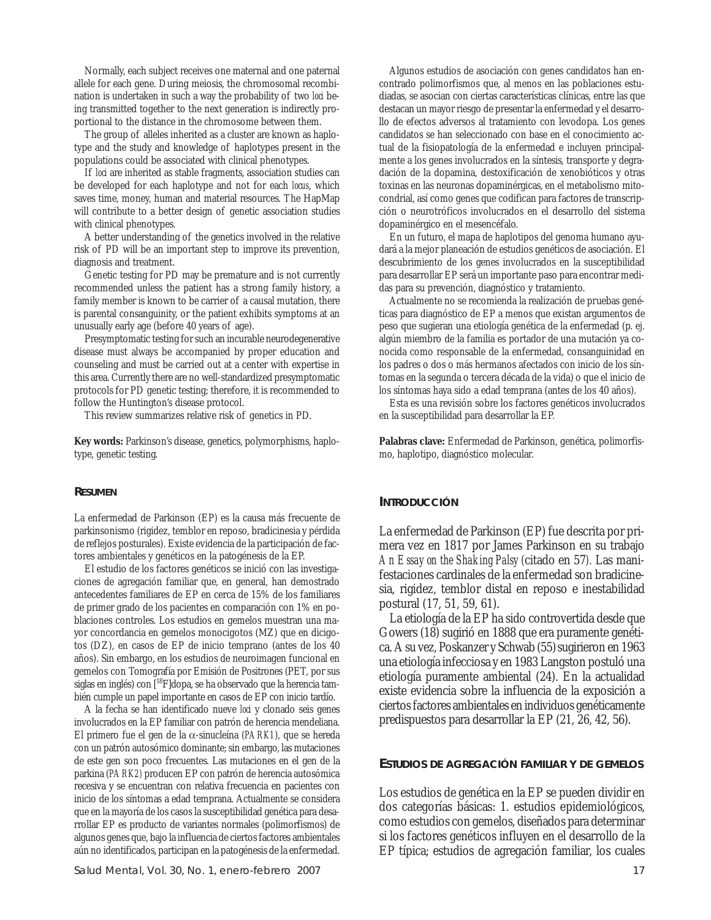Normally, each subject receives one maternal and one paternal allele for each gene. During meiosis, the chromosomal recombination is undertaken in such a way the probability of two *loci* being transmitted together to the next generation is indirectly proportional to the distance in the chromosome between them.

The group of alleles inherited as a cluster are known as haplotype and the study and knowledge of haplotypes present in the populations could be associated with clinical phenotypes.

If *loci* are inherited as stable fragments, association studies can be developed for each haplotype and not for each *locus*, which saves time, money, human and material resources. The HapMap will contribute to a better design of genetic association studies with clinical phenotypes.

A better understanding of the genetics involved in the relative risk of PD will be an important step to improve its prevention, diagnosis and treatment.

Genetic testing for PD may be premature and is not currently recommended unless the patient has a strong family history, a family member is known to be carrier of a causal mutation, there is parental consanguinity, or the patient exhibits symptoms at an unusually early age (before 40 years of age).

Presymptomatic testing for such an incurable neurodegenerative disease must always be accompanied by proper education and counseling and must be carried out at a center with expertise in this area. Currently there are no well-standardized presymptomatic protocols for PD genetic testing; therefore, it is recommended to follow the Huntington's disease protocol.

This review summarizes relative risk of genetics in PD.

**Key words:** Parkinson's disease, genetics, polymorphisms, haplotype, genetic testing.

## RESUMEN

La enfermedad de Parkinson (EP) es la causa más frecuente de parkinsonismo (rigidez, temblor en reposo, bradicinesia y pérdida de reflejos posturales). Existe evidencia de la participación de factores ambientales y genéticos en la patogénesis de la EP.

El estudio de los factores genéticos se inició con las investigaciones de agregación familiar que, en general, han demostrado antecedentes familiares de EP en cerca de 15% de los familiares de primer grado de los pacientes en comparación con 1% en poblaciones controles. Los estudios en gemelos muestran una mayor concordancia en gemelos monocigotos (MZ) que en dicigotos (DZ), en casos de EP de inicio temprano (antes de los 40 años). Sin embargo, en los estudios de neuroimagen funcional en gemelos con Tomografía por Emisión de Positrones (PET, por sus siglas en inglés) con [$^{18}$F]dopa, se ha observado que la herencia también cumple un papel importante en casos de EP con inicio tardío.

A la fecha se han identificado nueve *loci* y clonado seis genes involucrados en la EP familiar con patrón de herencia mendeliana. El primero fue el gen de la α-sinucleína (*PARK1*), que se hereda con un patrón autosómico dominante; sin embargo, las mutaciones de este gen son poco frecuentes. Las mutaciones en el gen de la parkina (*PARK2*) producen EP con patrón de herencia autosómica recesiva y se encuentran con relativa frecuencia en pacientes con inicio de los síntomas a edad temprana. Actualmente se considera que en la mayoría de los casos la susceptibilidad genética para desarrollar EP es producto de variantes normales (polimorfismos) de algunos genes que, bajo la influencia de ciertos factores ambientales aún no identificados, participan en la patogénesis de la enfermedad.

Algunos estudios de asociación con genes candidatos han encontrado polimorfismos que, al menos en las poblaciones estudiadas, se asocian con ciertas características clínicas, entre las que destacan un mayor riesgo de presentar la enfermedad y el desarrollo de efectos adversos al tratamiento con levodopa. Los genes candidatos se han seleccionado con base en el conocimiento actual de la fisiopatología de la enfermedad e incluyen principalmente a los genes involucrados en la síntesis, transporte y degradación de la dopamina, destoxificación de xenobióticos y otras toxinas en las neuronas dopaminérgicas, en el metabolismo mitocondrial, así como genes que codifican para factores de transcripción o neurotróficos involucrados en el desarrollo del sistema dopaminérgico en el mesencéfalo.

En un futuro, el mapa de haplotipos del genoma humano ayudará a la mejor planeación de estudios genéticos de asociación. El descubrimiento de los genes involucrados en la susceptibilidad para desarrollar EP será un importante paso para encontrar medidas para su prevención, diagnóstico y tratamiento.

Actualmente no se recomienda la realización de pruebas genéticas para diagnóstico de EP a menos que existan argumentos de peso que sugieran una etiología genética de la enfermedad (p. ej. algún miembro de la familia es portador de una mutación ya conocida como responsable de la enfermedad, consanguinidad en los padres o dos o más hermanos afectados con inicio de los síntomas en la segunda o tercera década de la vida) o que el inicio de los síntomas haya sido a edad temprana (antes de los 40 años).

Esta es una revisión sobre los factores genéticos involucrados en la susceptibilidad para desarrollar la EP.

**Palabras clave:** Enfermedad de Parkinson, genética, polimorfismo, haplotipo, diagnóstico molecular.

## INTRODUCCIÓN

La enfermedad de Parkinson (EP) fue descrita por primera vez en 1817 por James Parkinson en su trabajo *An Essay on the Shaking Palsy* (citado en 57). Las manifestaciones cardinales de la enfermedad son bradicinesia, rigidez, temblor distal en reposo e inestabilidad postural (17, 51, 59, 61).

La etiología de la EP ha sido controvertida desde que Gowers (18) sugirió en 1888 que era puramente genética. A su vez, Poskanzer y Schwab (55) sugirieron en 1963 una etiología infecciosa y en 1983 Langston postuló una etiología puramente ambiental (24). En la actualidad existe evidencia sobre la influencia de la exposición a ciertos factores ambientales en individuos genéticamente predispuestos para desarrollar la EP (21, 26, 42, 56).

## ESTUDIOS DE AGREGACIÓN FAMILIAR Y DE GEMELOS

Los estudios de genética en la EP se pueden dividir en dos categorías básicas: 1. estudios epidemiológicos, como estudios con gemelos, diseñados para determinar si los factores genéticos influyen en el desarrollo de la EP típica; estudios de agregación familiar, los cuales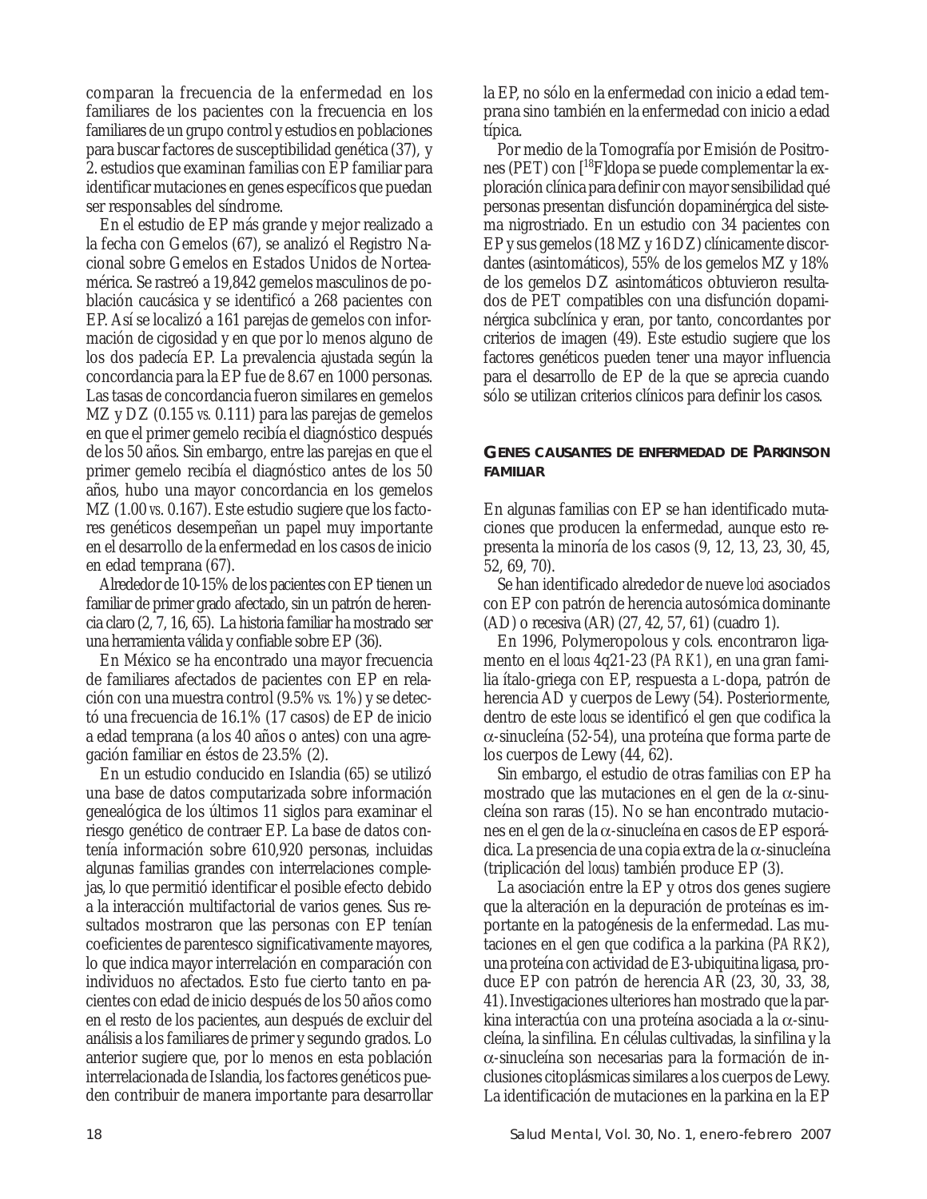comparan la frecuencia de la enfermedad en los familiares de los pacientes con la frecuencia en los familiares de un grupo control y estudios en poblaciones para buscar factores de susceptibilidad genética (37), y 2. estudios que examinan familias con EP familiar para identificar mutaciones en genes específicos que puedan ser responsables del síndrome.

En el estudio de EP más grande y mejor realizado a la fecha con Gemelos (67), se analizó el Registro Nacional sobre Gemelos en Estados Unidos de Norteamérica. Se rastreó a 19,842 gemelos masculinos de población caucásica y se identificó a 268 pacientes con EP. Así se localizó a 161 parejas de gemelos con información de cigosidad y en que por lo menos alguno de los dos padecía EP. La prevalencia ajustada según la concordancia para la EP fue de 8.67 en 1000 personas. Las tasas de concordancia fueron similares en gemelos MZ y DZ (0.155 *vs.* 0.111) para las parejas de gemelos en que el primer gemelo recibía el diagnóstico después de los 50 años. Sin embargo, entre las parejas en que el primer gemelo recibía el diagnóstico antes de los 50 años, hubo una mayor concordancia en los gemelos MZ (1.00 *vs.* 0.167). Este estudio sugiere que los factores genéticos desempeñan un papel muy importante en el desarrollo de la enfermedad en los casos de inicio en edad temprana (67).

Alrededor de 10-15% de los pacientes con EP tienen un familiar de primer grado afectado, sin un patrón de herencia claro (2, 7, 16, 65). La historia familiar ha mostrado ser una herramienta válida y confiable sobre EP (36).

En México se ha encontrado una mayor frecuencia de familiares afectados de pacientes con EP en relación con una muestra control (9.5% *vs.* 1%) y se detectó una frecuencia de 16.1% (17 casos) de EP de inicio a edad temprana (a los 40 años o antes) con una agregación familiar en éstos de 23.5% (2).

En un estudio conducido en Islandia (65) se utilizó una base de datos computarizada sobre información genealógica de los últimos 11 siglos para examinar el riesgo genético de contraer EP. La base de datos contenía información sobre 610,920 personas, incluidas algunas familias grandes con interrelaciones complejas, lo que permitió identificar el posible efecto debido a la interacción multifactorial de varios genes. Sus resultados mostraron que las personas con EP tenían coeficientes de parentesco significativamente mayores, lo que indica mayor interrelación en comparación con individuos no afectados. Esto fue cierto tanto en pacientes con edad de inicio después de los 50 años como en el resto de los pacientes, aun después de excluir del análisis a los familiares de primer y segundo grados. Lo anterior sugiere que, por lo menos en esta población interrelacionada de Islandia, los factores genéticos pueden contribuir de manera importante para desarrollar la EP, no sólo en la enfermedad con inicio a edad temprana sino también en la enfermedad con inicio a edad típica.

Por medio de la Tomografía por Emisión de Positrones (PET) con [$^{18}$F]dopa se puede complementar la exploración clínica para definir con mayor sensibilidad qué personas presentan disfunción dopaminérgica del sistema nigrostriado. En un estudio con 34 pacientes con EP y sus gemelos (18 MZ y 16 DZ) clínicamente discordantes (asintomáticos), 55% de los gemelos MZ y 18% de los gemelos DZ asintomáticos obtuvieron resultados de PET compatibles con una disfunción dopaminérgica subclínica y eran, por tanto, concordantes por criterios de imagen (49). Este estudio sugiere que los factores genéticos pueden tener una mayor influencia para el desarrollo de EP de la que se aprecia cuando sólo se utilizan criterios clínicos para definir los casos.

## GENES CAUSANTES DE ENFERMEDAD DE PARKINSON FAMILIAR

En algunas familias con EP se han identificado mutaciones que producen la enfermedad, aunque esto representa la minoría de los casos (9, 12, 13, 23, 30, 45, 52, 69, 70).

Se han identificado alrededor de nueve *loci* asociados con EP con patrón de herencia autosómica dominante (AD) o recesiva (AR) (27, 42, 57, 61) (cuadro 1).

En 1996, Polymeropolous y cols. encontraron ligamento en el *locus* 4q21-23 (*PARK1*), en una gran familia ítalo-griega con EP, respuesta a *L*-dopa, patrón de herencia AD y cuerpos de Lewy (54). Posteriormente, dentro de este *locus* se identificó el gen que codifica la $\alpha$-sinucleína (52-54), una proteína que forma parte de los cuerpos de Lewy (44, 62).

Sin embargo, el estudio de otras familias con EP ha mostrado que las mutaciones en el gen de la $\alpha$-sinucleína son raras (15). No se han encontrado mutaciones en el gen de la $\alpha$-sinucleína en casos de EP esporádica. La presencia de una copia extra de la $\alpha$-sinucleína (triplicación del *locus*) también produce EP (3).

La asociación entre la EP y otros dos genes sugiere que la alteración en la depuración de proteínas es importante en la patogénesis de la enfermedad. Las mutaciones en el gen que codifica a la parkina (*PARK2*), una proteína con actividad de E3-ubiquitina ligasa, produce EP con patrón de herencia AR (23, 30, 33, 38, 41). Investigaciones ulteriores han mostrado que la parkina interactúa con una proteína asociada a la $\alpha$-sinucleína, la sinfilina. En células cultivadas, la sinfilina y la $\alpha$-sinucleína son necesarias para la formación de inclusiones citoplásmicas similares a los cuerpos de Lewy. La identificación de mutaciones en la parkina en la EP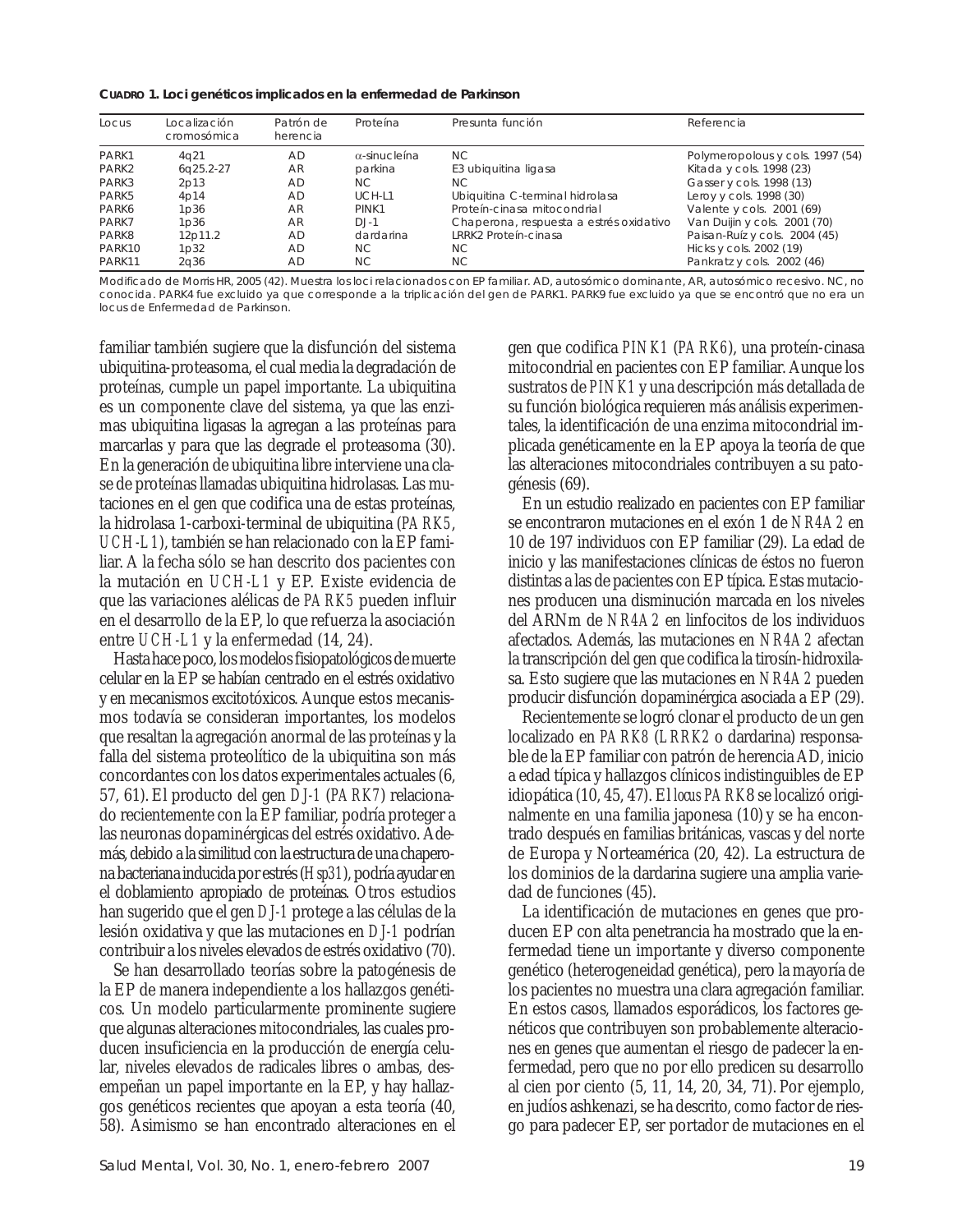**CUADRO 1. Loci genéticos implicados en la enfermedad de Parkinson**

| Locus | Localización cromosómica | Patrón de herencia | Proteína | Presunta función | Referencia |
|---|---|---|---|---|---|
| PARK1 | 4q21 | AD | α-sinucleína | NC | Polymeropolous y cols. 1997 (54) |
| PARK2 | 6q25.2-27 | AR | parkina | E3 ubiquitina ligasa | Kitada y cols. 1998 (23) |
| PARK3 | 2p13 | AD | NC | NC | Gasser y cols. 1998 (13) |
| PARK5 | 4p14 | AD | UCH-L1 | Ubiquitina C-terminal hidrolasa | Leroy y cols. 1998 (30) |
| PARK6 | 1p36 | AR | PINK1 | Proteín-cinasa mitocondrial | Valente y cols. 2001 (69) |
| PARK7 | 1p36 | AR | DJ-1 | Chaperona, respuesta a estrés oxidativo | Van Duijin y cols. 2001 (70) |
| PARK8 | 12p11.2 | AD | dardarina | LRRK2 Proteín-cinasa | Paisan-Ruíz y cols. 2004 (45) |
| PARK10 | 1p32 | AD | NC | NC | Hicks y cols. 2002 (19) |
| PARK11 | 2q36 | AD | NC | NC | Pankratz y cols. 2002 (46) |

Modificado de Morris HR, 2005 (42). Muestra los loci relacionados con EP familiar. AD, autosómico dominante, AR, autosómico recesivo. NC, no conocida. PARK4 fue excluido ya que corresponde a la triplicación del gen de PARK1. PARK9 fue excluido ya que se encontró que no era un locus de Enfermedad de Parkinson.

familiar también sugiere que la disfunción del sistema ubiquitina-proteasoma, el cual media la degradación de proteínas, cumple un papel importante. La ubiquitina es un componente clave del sistema, ya que las enzimas ubiquitina ligasas la agregan a las proteínas para marcarlas y para que las degrade el proteasoma (30). En la generación de ubiquitina libre interviene una clase de proteínas llamadas ubiquitina hidrolasas. Las mutaciones en el gen que codifica una de estas proteínas, la hidrolasa 1-carboxi-terminal de ubiquitina (*PARK5, UCH-L1*), también se han relacionado con la EP familiar. A la fecha sólo se han descrito dos pacientes con la mutación en *UCH-L1* y EP. Existe evidencia de que las variaciones alélicas de *PARK5* pueden influir en el desarrollo de la EP, lo que refuerza la asociación entre *UCH-L1* y la enfermedad (14, 24).

Hasta hace poco, los modelos fisiopatológicos de muerte celular en la EP se habían centrado en el estrés oxidativo y en mecanismos excitotóxicos. Aunque estos mecanismos todavía se consideran importantes, los modelos que resaltan la agregación anormal de las proteínas y la falla del sistema proteolítico de la ubiquitina son más concordantes con los datos experimentales actuales (6, 57, 61). El producto del gen *DJ-1* (*PARK7*) relacionado recientemente con la EP familiar, podría proteger a las neuronas dopaminérgicas del estrés oxidativo. Además, debido a la similitud con la estructura de una chaperona bacteriana inducida por estrés (*Hsp31*), podría ayudar en el doblamiento apropiado de proteínas. Otros estudios han sugerido que el gen *DJ-1* protege a las células de la lesión oxidativa y que las mutaciones en *DJ-1* podrían contribuir a los niveles elevados de estrés oxidativo (70).

Se han desarrollado teorías sobre la patogénesis de la EP de manera independiente a los hallazgos genéticos. Un modelo particularmente prominente sugiere que algunas alteraciones mitocondriales, las cuales producen insuficiencia en la producción de energía celular, niveles elevados de radicales libres o ambas, desempeñan un papel importante en la EP, y hay hallazgos genéticos recientes que apoyan a esta teoría (40, 58). Asimismo se han encontrado alteraciones en el gen que codifica *PINK1* (*PARK6*), una proteín-cinasa mitocondrial en pacientes con EP familiar. Aunque los sustratos de *PINK1* y una descripción más detallada de su función biológica requieren más análisis experimentales, la identificación de una enzima mitocondrial implicada genéticamente en la EP apoya la teoría de que las alteraciones mitocondriales contribuyen a su patogénesis (69).

En un estudio realizado en pacientes con EP familiar se encontraron mutaciones en el exón 1 de *NR4A2* en 10 de 197 individuos con EP familiar (29). La edad de inicio y las manifestaciones clínicas de éstos no fueron distintas a las de pacientes con EP típica. Estas mutaciones producen una disminución marcada en los niveles del ARNm de *NR4A2* en linfocitos de los individuos afectados. Además, las mutaciones en *NR4A2* afectan la transcripción del gen que codifica la tirosín-hidroxilasa. Esto sugiere que las mutaciones en *NR4A2* pueden producir disfunción dopaminérgica asociada a EP (29).

Recientemente se logró clonar el producto de un gen localizado en *PARK8* (*LRRK2* o dardarina) responsable de la EP familiar con patrón de herencia AD, inicio a edad típica y hallazgos clínicos indistinguibles de EP idiopática (10, 45, 47). El *locus PARK8* se localizó originalmente en una familia japonesa (10) y se ha encontrado después en familias británicas, vascas y del norte de Europa y Norteamérica (20, 42). La estructura de los dominios de la dardarina sugiere una amplia variedad de funciones (45).

La identificación de mutaciones en genes que producen EP con alta penetrancia ha mostrado que la enfermedad tiene un importante y diverso componente genético (heterogeneidad genética), pero la mayoría de los pacientes no muestra una clara agregación familiar. En estos casos, llamados esporádicos, los factores genéticos que contribuyen son probablemente alteraciones en genes que aumentan el riesgo de padecer la enfermedad, pero que no por ello predicen su desarrollo al cien por ciento (5, 11, 14, 20, 34, 71). Por ejemplo, en judíos ashkenazi, se ha descrito, como factor de riesgo para padecer EP, ser portador de mutaciones en el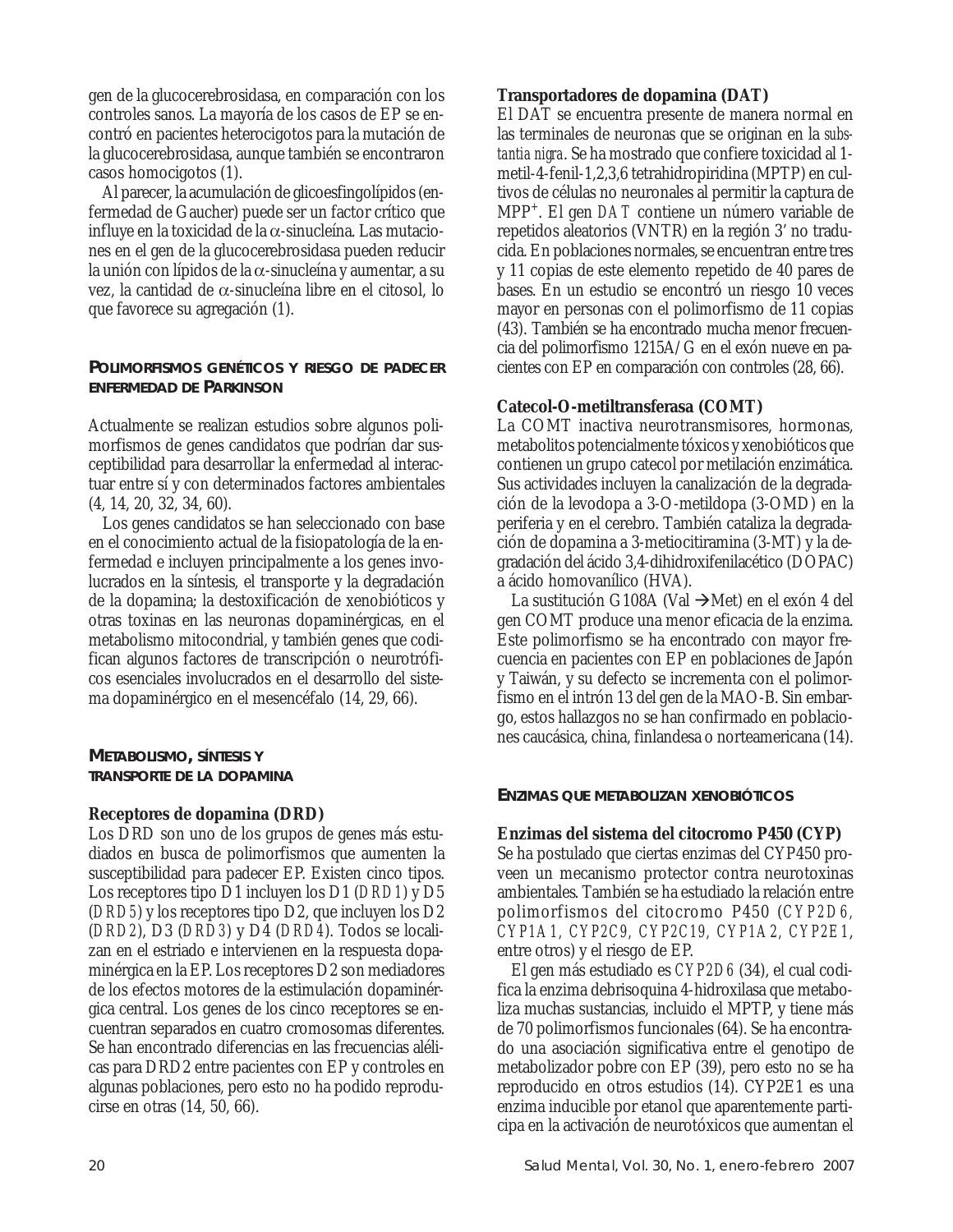gen de la glucocerebrosidasa, en comparación con los controles sanos. La mayoría de los casos de EP se encontró en pacientes heterocigotos para la mutación de la glucocerebrosidasa, aunque también se encontraron casos homocigotos (1).

Al parecer, la acumulación de glicoesfingolípidos (enfermedad de Gaucher) puede ser un factor crítico que influye en la toxicidad de la α-sinucleína. Las mutaciones en el gen de la glucocerebrosidasa pueden reducir la unión con lípidos de la α-sinucleína y aumentar, a su vez, la cantidad de α-sinucleína libre en el citosol, lo que favorece su agregación (1).

## Polimorfismos genéticos y riesgo de padecer enfermedad de Parkinson

Actualmente se realizan estudios sobre algunos polimorfismos de genes candidatos que podrían dar susceptibilidad para desarrollar la enfermedad al interactuar entre sí y con determinados factores ambientales (4, 14, 20, 32, 34, 60).

Los genes candidatos se han seleccionado con base en el conocimiento actual de la fisiopatología de la enfermedad e incluyen principalmente a los genes involucrados en la síntesis, el transporte y la degradación de la dopamina; la destoxificación de xenobióticos y otras toxinas en las neuronas dopaminérgicas, en el metabolismo mitocondrial, y también genes que codifican algunos factores de transcripción o neurotróficos esenciales involucrados en el desarrollo del sistema dopaminérgico en el mesencéfalo (14, 29, 66).

## Metabolismo, síntesis y transporte de la dopamina

### Receptores de dopamina (DRD)

Los DRD son uno de los grupos de genes más estudiados en busca de polimorfismos que aumenten la susceptibilidad para padecer EP. Existen cinco tipos. Los receptores tipo D1 incluyen los D1 (*DRD1*) y D5 (*DRD5*) y los receptores tipo D2, que incluyen los D2 (*DRD2*), D3 (*DRD3*) y D4 (*DRD4*). Todos se localizan en el estriado e intervienen en la respuesta dopaminérgica en la EP. Los receptores D2 son mediadores de los efectos motores de la estimulación dopaminérgica central. Los genes de los cinco receptores se encuentran separados en cuatro cromosomas diferentes. Se han encontrado diferencias en las frecuencias alélicas para DRD2 entre pacientes con EP y controles en algunas poblaciones, pero esto no ha podido reproducirse en otras (14, 50, 66).

### Transportadores de dopamina (DAT)

El DAT se encuentra presente de manera normal en las terminales de neuronas que se originan en la *substantia nigra*. Se ha mostrado que confiere toxicidad al 1-metil-4-fenil-1,2,3,6 tetrahidropiridina (MPTP) en cultivos de células no neuronales al permitir la captura de $MPP^+$. El gen *DAT* contiene un número variable de repetidos aleatorios (VNTR) en la región 3' no traducida. En poblaciones normales, se encuentran entre tres y 11 copias de este elemento repetido de 40 pares de bases. En un estudio se encontró un riesgo 10 veces mayor en personas con el polimorfismo de 11 copias (43). También se ha encontrado mucha menor frecuencia del polimorfismo 1215A/G en el exón nueve en pacientes con EP en comparación con controles (28, 66).

### Catecol-O-metiltransferasa (COMT)

La COMT inactiva neurotransmisores, hormonas, metabolitos potencialmente tóxicos y xenobióticos que contienen un grupo catecol por metilación enzimática. Sus actividades incluyen la canalización de la degradación de la levodopa a 3-O-metildopa (3-OMD) en la periferia y en el cerebro. También cataliza la degradación de dopamina a 3-metiocitiramina (3-MT) y la degradación del ácido 3,4-dihidroxifenilacético (DOPAC) a ácido homovanílico (HVA).

La sustitución G108A (Val →Met) en el exón 4 del gen COMT produce una menor eficacia de la enzima. Este polimorfismo se ha encontrado con mayor frecuencia en pacientes con EP en poblaciones de Japón y Taiwán, y su defecto se incrementa con el polimorfismo en el intrón 13 del gen de la MAO-B. Sin embargo, estos hallazgos no se han confirmado en poblaciones caucásica, china, finlandesa o norteamericana (14).

## Enzimas que metabolizan xenobióticos

### Enzimas del sistema del citocromo P450 (CYP)

Se ha postulado que ciertas enzimas del CYP450 proveen un mecanismo protector contra neurotoxinas ambientales. También se ha estudiado la relación entre polimorfismos del citocromo P450 (*CYP2D6, CYP1A1, CYP2C9, CYP2C19, CYP1A2, CYP2E1*, entre otros) y el riesgo de EP.

El gen más estudiado es *CYP2D6* (34), el cual codifica la enzima debrisoquina 4-hidroxilasa que metaboliza muchas sustancias, incluido el MPTP, y tiene más de 70 polimorfismos funcionales (64). Se ha encontrado una asociación significativa entre el genotipo de metabolizador pobre con EP (39), pero esto no se ha reproducido en otros estudios (14). CYP2E1 es una enzima inducible por etanol que aparentemente participa en la activación de neurotóxicos que aumentan el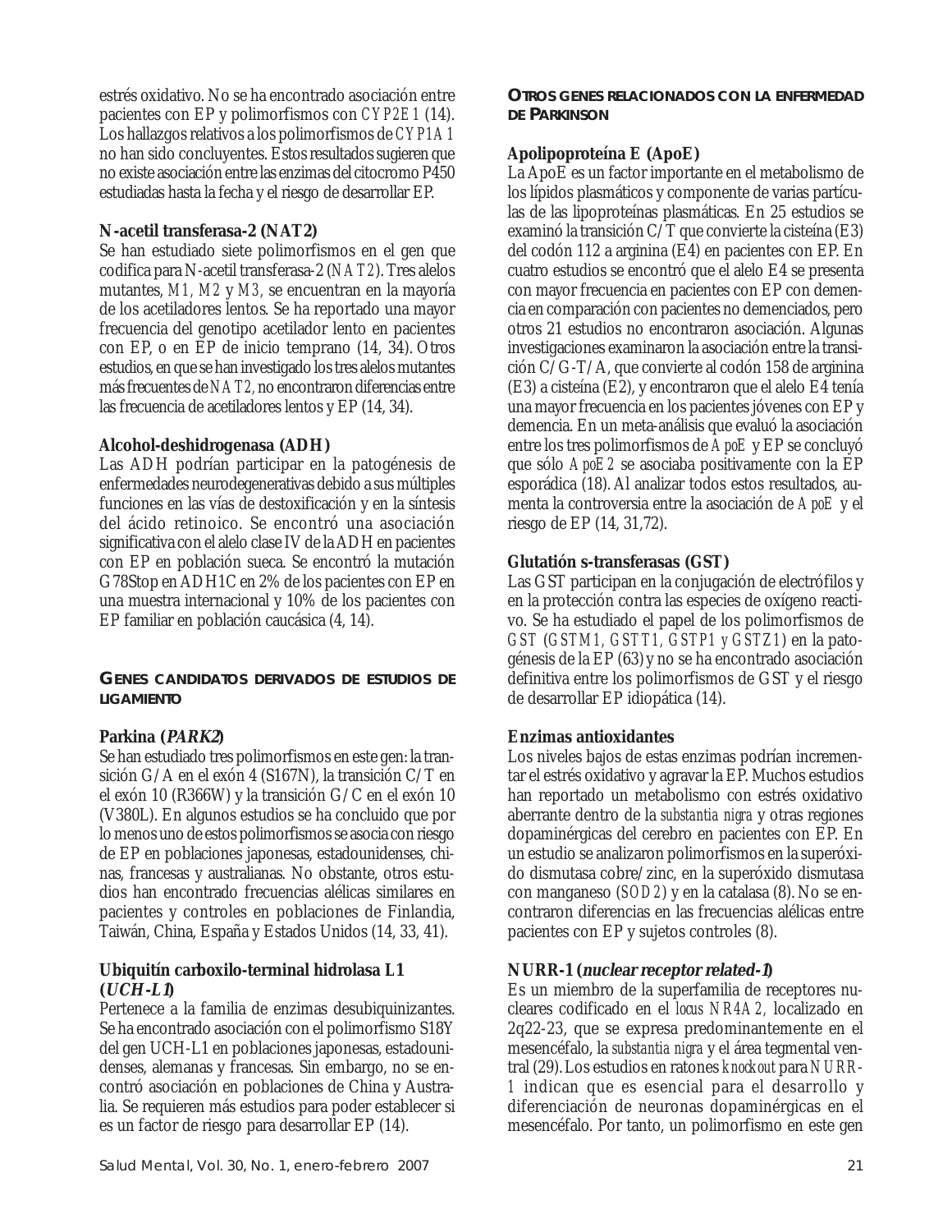estrés oxidativo. No se ha encontrado asociación entre pacientes con EP y polimorfismos con *CYP2E1* (14). Los hallazgos relativos a los polimorfismos de *CYP1A1* no han sido concluyentes. Estos resultados sugieren que no existe asociación entre las enzimas del citocromo P450 estudiadas hasta la fecha y el riesgo de desarrollar EP.

### N-acetil transferasa-2 (NAT2)

Se han estudiado siete polimorfismos en el gen que codifica para N-acetil transferasa-2 (*NAT2*). Tres alelos mutantes, *M1, M2* y *M3,* se encuentran en la mayoría de los acetiladores lentos. Se ha reportado una mayor frecuencia del genotipo acetilador lento en pacientes con EP, o en EP de inicio temprano (14, 34). Otros estudios, en que se han investigado los tres alelos mutantes más frecuentes de *NAT2*, no encontraron diferencias entre las frecuencia de acetiladores lentos y EP (14, 34).

### Alcohol-deshidrogenasa (ADH)

Las ADH podrían participar en la patogénesis de enfermedades neurodegenerativas debido a sus múltiples funciones en las vías de destoxificación y en la síntesis del ácido retinoico. Se encontró una asociación significativa con el alelo clase IV de la ADH en pacientes con EP en población sueca. Se encontró la mutación G78Stop en ADH1C en 2% de los pacientes con EP en una muestra internacional y 10% de los pacientes con EP familiar en población caucásica (4, 14).

## GENES CANDIDATOS DERIVADOS DE ESTUDIOS DE LIGAMIENTO

### Parkina (*PARK2*)

Se han estudiado tres polimorfismos en este gen: la transición G/A en el exón 4 (S167N), la transición C/T en el exón 10 (R366W) y la transición G/C en el exón 10 (V380L). En algunos estudios se ha concluido que por lo menos uno de estos polimorfismos se asocia con riesgo de EP en poblaciones japonesas, estadounidenses, chinas, francesas y australianas. No obstante, otros estudios han encontrado frecuencias alélicas similares en pacientes y controles en poblaciones de Finlandia, Taiwán, China, España y Estados Unidos (14, 33, 41).

### Ubiquitín carboxilo-terminal hidrolasa L1 (*UCH-L1*)

Pertenece a la familia de enzimas desubiquinizantes. Se ha encontrado asociación con el polimorfismo S18Y del gen UCH-L1 en poblaciones japonesas, estadounidenses, alemanas y francesas. Sin embargo, no se encontró asociación en poblaciones de China y Australia. Se requieren más estudios para poder establecer si es un factor de riesgo para desarrollar EP (14).

## OTROS GENES RELACIONADOS CON LA ENFERMEDAD DE PARKINSON

### Apolipoproteína E (ApoE)

La ApoE es un factor importante en el metabolismo de los lípidos plasmáticos y componente de varias partículas de las lipoproteínas plasmáticas. En 25 estudios se examinó la transición C/T que convierte la cisteína (E3) del codón 112 a arginina (E4) en pacientes con EP. En cuatro estudios se encontró que el alelo E4 se presenta con mayor frecuencia en pacientes con EP con demencia en comparación con pacientes no demenciados, pero otros 21 estudios no encontraron asociación. Algunas investigaciones examinaron la asociación entre la transición C/G-T/A, que convierte al codón 158 de arginina (E3) a cisteína (E2), y encontraron que el alelo E4 tenía una mayor frecuencia en los pacientes jóvenes con EP y demencia. En un meta-análisis que evaluó la asociación entre los tres polimorfismos de *ApoE* y EP se concluyó que sólo *ApoE2* se asociaba positivamente con la EP esporádica (18). Al analizar todos estos resultados, aumenta la controversia entre la asociación de *ApoE* y el riesgo de EP (14, 31,72).

### Glutatión s-transferasas (GST)

Las GST participan en la conjugación de electrófilos y en la protección contra las especies de oxígeno reactivo. Se ha estudiado el papel de los polimorfismos de *GST* (*GSTM1, GSTT1, GSTP1 y GSTZ1*) en la patogénesis de la EP (63) y no se ha encontrado asociación definitiva entre los polimorfismos de GST y el riesgo de desarrollar EP idiopática (14).

### Enzimas antioxidantes

Los niveles bajos de estas enzimas podrían incrementar el estrés oxidativo y agravar la EP. Muchos estudios han reportado un metabolismo con estrés oxidativo aberrante dentro de la *substantia nigra* y otras regiones dopaminérgicas del cerebro en pacientes con EP. En un estudio se analizaron polimorfismos en la superóxido dismutasa cobre/zinc, en la superóxido dismutasa con manganeso (*SOD2*) y en la catalasa (8). No se encontraron diferencias en las frecuencias alélicas entre pacientes con EP y sujetos controles (8).

### NURR-1 (*nuclear receptor related-1*)

Es un miembro de la superfamilia de receptores nucleares codificado en el *locus NR4A2*, localizado en 2q22-23, que se expresa predominantemente en el mesencéfalo, la *substantia nigra* y el área tegmental ventral (29). Los estudios en ratones *knockout* para *NURR-1* indican que es esencial para el desarrollo y diferenciación de neuronas dopaminérgicas en el mesencéfalo. Por tanto, un polimorfismo en este gen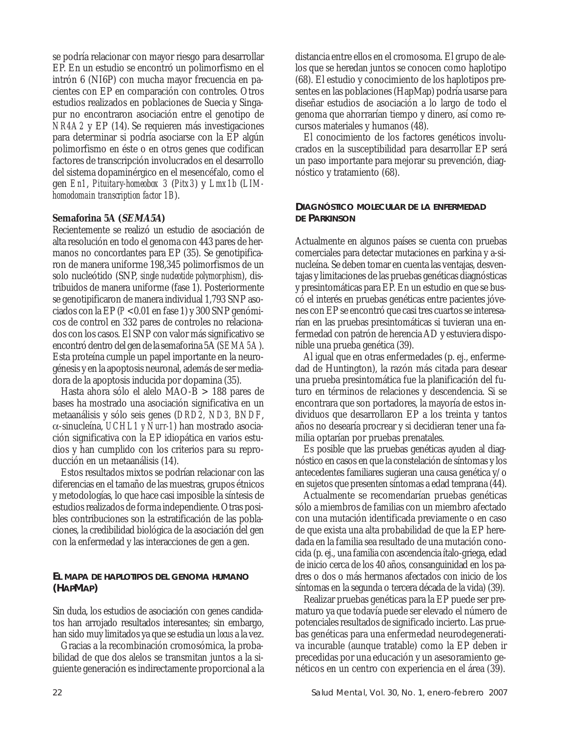se podría relacionar con mayor riesgo para desarrollar EP. En un estudio se encontró un polimorfismo en el intrón 6 (NI6P) con mucha mayor frecuencia en pacientes con EP en comparación con controles. Otros estudios realizados en poblaciones de Suecia y Singapur no encontraron asociación entre el genotipo de *NR4A2* y EP (14). Se requieren más investigaciones para determinar si podría asociarse con la EP algún polimorfismo en éste o en otros genes que codifican factores de transcripción involucrados en el desarrollo del sistema dopaminérgico en el mesencéfalo, como el gen *En1*, *Pituitary-homeobox 3* (*Pitx3*) y *Lmx1b* (*LIM-homodomain transcription factor 1B*).

### Semaforina 5A (*SEMA5A*)

Recientemente se realizó un estudio de asociación de alta resolución en todo el genoma con 443 pares de hermanos no concordantes para EP (35). Se genotipificaron de manera uniforme 198,345 polimorfismos de un solo nucleótido (SNP, *single nucleotide polymorphism*), distribuidos de manera uniforme (fase 1). Posteriormente se genotipificaron de manera individual 1,793 SNP asociados con la EP ($P < 0.01$ en fase 1) y 300 SNP genómicos de control en 332 pares de controles no relacionados con los casos. El SNP con valor más significativo se encontró dentro del gen de la semaforina 5A (*SEMA5A*). Esta proteína cumple un papel importante en la neurogénesis y en la apoptosis neuronal, además de ser mediadora de la apoptosis inducida por dopamina (35).

Hasta ahora sólo el alelo MAO-B > 188 pares de bases ha mostrado una asociación significativa en un metaanálisis y sólo seis genes (*DRD2, ND3, BNDF*, α-sinucleína, *UCHL1 y Nurr-1*) han mostrado asociación significativa con la EP idiopática en varios estudios y han cumplido con los criterios para su reproducción en un metaanálisis (14).

Estos resultados mixtos se podrían relacionar con las diferencias en el tamaño de las muestras, grupos étnicos y metodologías, lo que hace casi imposible la síntesis de estudios realizados de forma independiente. Otras posibles contribuciones son la estratificación de las poblaciones, la credibilidad biológica de la asociación del gen con la enfermedad y las interacciones de gen a gen.

## El mapa de haplotipos del genoma humano (HapMap)

Sin duda, los estudios de asociación con genes candidatos han arrojado resultados interesantes; sin embargo, han sido muy limitados ya que se estudia un *locus* a la vez.

Gracias a la recombinación cromosómica, la probabilidad de que dos alelos se transmitan juntos a la siguiente generación es indirectamente proporcional a la distancia entre ellos en el cromosoma. El grupo de alelos que se heredan juntos se conocen como haplotipo (68). El estudio y conocimiento de los haplotipos presentes en las poblaciones (HapMap) podría usarse para diseñar estudios de asociación a lo largo de todo el genoma que ahorrarían tiempo y dinero, así como recursos materiales y humanos (48).

El conocimiento de los factores genéticos involucrados en la susceptibilidad para desarrollar EP será un paso importante para mejorar su prevención, diagnóstico y tratamiento (68).

## Diagnóstico molecular de la enfermedad de Parkinson

Actualmente en algunos países se cuenta con pruebas comerciales para detectar mutaciones en parkina y a-sinucleína. Se deben tomar en cuenta las ventajas, desventajas y limitaciones de las pruebas genéticas diagnósticas y presintomáticas para EP. En un estudio en que se buscó el interés en pruebas genéticas entre pacientes jóvenes con EP se encontró que casi tres cuartos se interesarían en las pruebas presintomáticas si tuvieran una enfermedad con patrón de herencia AD y estuviera disponible una prueba genética (39).

Al igual que en otras enfermedades (p. ej., enfermedad de Huntington), la razón más citada para desear una prueba presintomática fue la planificación del futuro en términos de relaciones y descendencia. Si se encontrara que son portadores, la mayoría de estos individuos que desarrollaron EP a los treinta y tantos años no desearía procrear y si decidieran tener una familia optarían por pruebas prenatales.

Es posible que las pruebas genéticas ayuden al diagnóstico en casos en que la constelación de síntomas y los antecedentes familiares sugieran una causa genética y/o en sujetos que presenten síntomas a edad temprana (44).

Actualmente se recomendarían pruebas genéticas sólo a miembros de familias con un miembro afectado con una mutación identificada previamente o en caso de que exista una alta probabilidad de que la EP heredada en la familia sea resultado de una mutación conocida (p. ej., una familia con ascendencia ítalo-griega, edad de inicio cerca de los 40 años, consanguinidad en los padres o dos o más hermanos afectados con inicio de los síntomas en la segunda o tercera década de la vida) (39).

Realizar pruebas genéticas para la EP puede ser prematuro ya que todavía puede ser elevado el número de potenciales resultados de significado incierto. Las pruebas genéticas para una enfermedad neurodegenerativa incurable (aunque tratable) como la EP deben ir precedidas por una educación y un asesoramiento genéticos en un centro con experiencia en el área (39).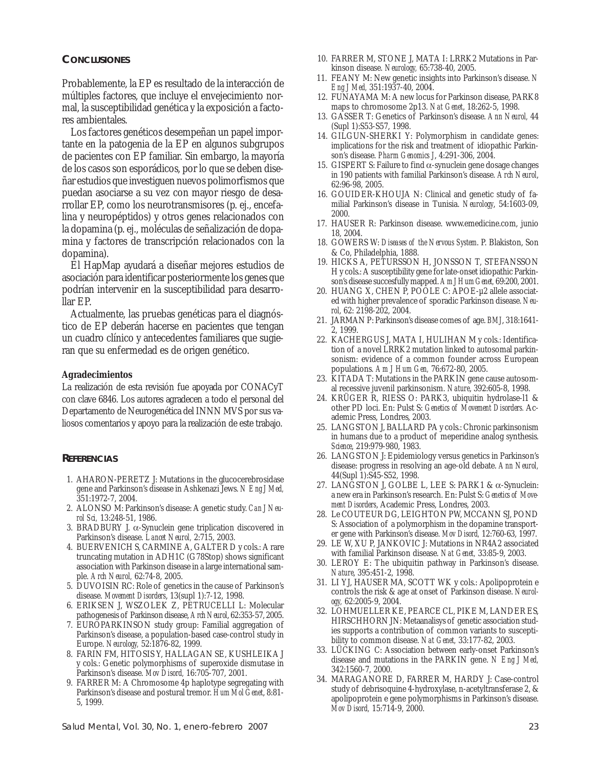## Conclusiones

Probablemente, la EP es resultado de la interacción de múltiples factores, que incluye el envejecimiento normal, la susceptibilidad genética y la exposición a factores ambientales.

Los factores genéticos desempeñan un papel importante en la patogenia de la EP en algunos subgrupos de pacientes con EP familiar. Sin embargo, la mayoría de los casos son esporádicos, por lo que se deben diseñar estudios que investiguen nuevos polimorfismos que puedan asociarse a su vez con mayor riesgo de desarrollar EP, como los neurotransmisores (p. ej., encefalina y neuropéptidos) y otros genes relacionados con la dopamina (p. ej., moléculas de señalización de dopamina y factores de transcripción relacionados con la dopamina).

El HapMap ayudará a diseñar mejores estudios de asociación para identificar posteriormente los genes que podrían intervenir en la susceptibilidad para desarrollar EP.

Actualmente, las pruebas genéticas para el diagnóstico de EP deberán hacerse en pacientes que tengan un cuadro clínico y antecedentes familiares que sugieran que su enfermedad es de origen genético.

**Agradecimientos**

La realización de esta revisión fue apoyada por CONACyT con clave 6846. Los autores agradecen a todo el personal del Departamento de Neurogenética del INNN MVS por sus valiosos comentarios y apoyo para la realización de este trabajo.

## Referencias

1. AHARON-PERETZ J: Mutations in the glucocerebrosidase gene and Parkinson's disease in Ashkenazi Jews. *N Eng J Med,* 351:1972-7, 2004.
2. ALONSO M: Parkinson's disease: A genetic study. *Can J Neurol Sci,* 13:248-51, 1986.
3. BRADBURY J. α-Synuclein gene triplication discovered in Parkinson's disease. *Lancet Neurol,* 2:715, 2003.
4. BUERVENICH S, CARMINE A, GALTER D y cols.: A rare truncating mutation in ADH1C (G78Stop) shows significant association with Parkinson disease in a large international sample. *Arch Neurol,* 62:74-8, 2005.
5. DUVOISIN RC: Role of genetics in the cause of Parkinson's disease. *Movement Disorders,* 13(supl 1):7-12, 1998.
6. ERIKSEN J, WSZOLEK Z, PETRUCELLI L: Molecular pathogenesis of Parkinson disease, *Arch Neurol,* 62:353-57, 2005.
7. EUROPARKINSON study group: Familial aggregation of Parkinson's disease, a population-based case-control study in Europe. *Neurology,* 52:1876-82, 1999.
8. FARIN FM, HITOSIS Y, HALLAGAN SE, KUSHLEIKA J y cols.: Genetic polymorphisms of superoxide dismutase in Parkinson's disease. *Mov Disord,* 16:705-707, 2001.
9. FARRER M: A Chromosome 4p haplotype segregating with Parkinson's disease and postural tremor. *Hum Mol Genet,* 8:81-5, 1999.
10. FARRER M, STONE J, MATA I: LRRK2 Mutations in Parkinson disease. *Neurology,* 65:738-40, 2005.
11. FEANY M: New genetic insights into Parkinson's disease. *N Eng J Med,* 351:1937-40, 2004.
12. FUNAYAMA M: A new locus for Parkinson disease, PARK8 maps to chromosome 2p13. *Nat Genet,* 18:262-5, 1998.
13. GASSER T: Genetics of Parkinson's disease. *Ann Neurol,* 44 (Supl 1):S53-S57, 1998.
14. GILGUN-SHERKI Y: Polymorphism in candidate genes: implications for the risk and treatment of idiopathic Parkinson's disease. *Pharm Genomics J,* 4:291-306, 2004.
15. GISPERT S: Failure to find α-synuclein gene dosage changes in 190 patients with familial Parkinson's disease. *Arch Neurol,* 62:96-98, 2005.
16. GOUIDER-KHOUJA N: Clinical and genetic study of familial Parkinson's disease in Tunisia. *Neurology,* 54:1603-09, 2000.
17. HAUSER R: Parkinson disease. www.emedicine.com, junio 18, 2004.
18. GOWERS W: *Diseases of the Nervous System.* P. Blakiston, Son & Co, Philadelphia, 1888.
19. HICKS A, PETURSSON H, JONSSON T, STEFANSSON H y cols.: A susceptibility gene for late-onset idiopathic Parkinson's disease succesfully mapped. *Am J Hum Genet,* 69:200, 2001.
20. HUANG X, CHEN P, POOLE C: APOE-μ2 allele associated with higher prevalence of sporadic Parkinson disease. *Neurol,* 62: 2198-202, 2004.
21. JARMAN P: Parkinson's disease comes of age. *BMJ,* 318:1641-2, 1999.
22. KACHERGUS J, MATA I, HULIHAN M y cols.: Identification of a novel LRRK2 mutation linked to autosomal parkinsonism: evidence of a common founder across European populations. *Am J Hum Gen,* 76:672-80, 2005.
23. KITADA T: Mutations in the PARKIN gene cause autosomal recessive juvenil parkinsonism. *Nature,* 392:605-8, 1998.
24. KRÜGER R, RIESS O: PARK3, ubiquitin hydrolase-l1 & other PD loci. En: Pulst S: *Genetics of Movement Disorders.* Academic Press, Londres, 2003.
25. LANGSTON J, BALLARD PA y cols.: Chronic parkinsonism in humans due to a product of meperidine analog synthesis. *Science,* 219:979-980, 1983.
26. LANGSTON J: Epidemiology versus genetics in Parkinson's disease: progress in resolving an age-old debate. *Ann Neurol,* 44(Supl 1):S45-S52, 1998.
27. LANGSTON J, GOLBE L, LEE S: PARK1 & α-Synuclein: a new era in Parkinson's research. En: Pulst S: *Genetics of Movement Disorders,* Academic Press, Londres, 2003.
28. Le COUTEUR DG, LEIGHTON PW, MCCANN SJ, POND S: Association of a polymorphism in the dopamine transporter gene with Parkinson's disease. *Mov Disord,* 12:760-63, 1997.
29. LE W, XU P, JANKOVIC J: Mutations in NR4A2 associated with familial Parkinson disease. *Nat Genet,* 33:85-9, 2003.
30. LEROY E: The ubiquitin pathway in Parkinson's disease. *Nature,* 395:451-2, 1998.
31. LI YJ, HAUSER MA, SCOTT WK y cols.: Apolipoprotein e controls the risk & age at onset of Parkinson disease. *Neurology,* 62:2005-9, 2004.
32. LOHMUELLER KE, PEARCE CL, PIKE M, LANDER ES, HIRSCHHORN JN: Metaanalisys of genetic association studies supports a contribution of common variants to susceptibility to common disease. *Nat Genet,* 33:177-82, 2003.
33. LÜCKING C: Association between early-onset Parkinson's disease and mutations in the PARKIN gene. *N Eng J Med,* 342:1560-7, 2000.
34. MARAGANORE D, FARRER M, HARDY J: Case-control study of debrisoquine 4-hydroxylase, n-acetyltransferase 2, & apolipoprotein e gene polymorphisms in Parkinson's disease. *Mov Disord,* 15:714-9, 2000.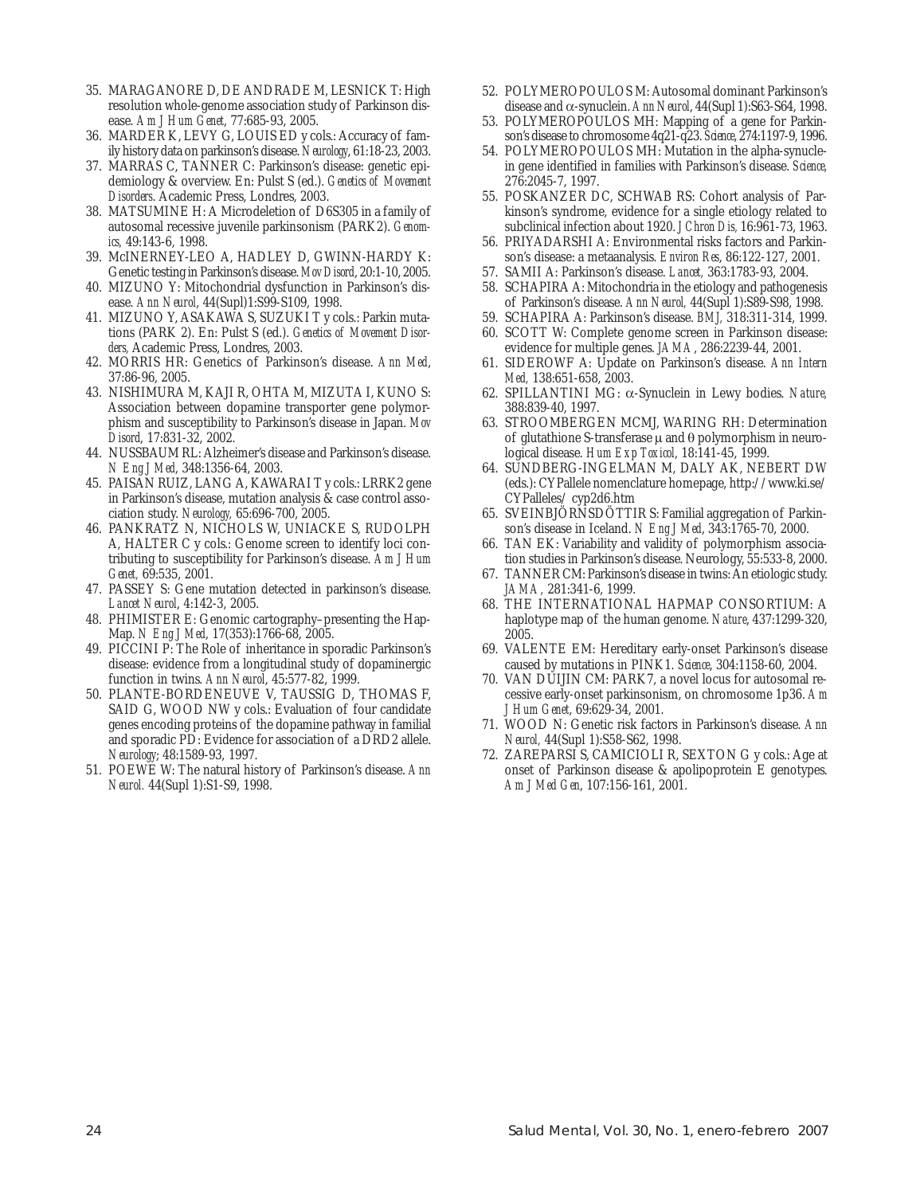35. MARAGANORE D, DE ANDRADE M, LESNICK T: High resolution whole-genome association study of Parkinson disease. *Am J Hum Genet*, 77:685-93, 2005.
36. MARDER K, LEVY G, LOUIS ED y cols.: Accuracy of family history data on parkinson's disease. *Neurology*, 61:18-23, 2003.
37. MARRAS C, TANNER C: Parkinson's disease: genetic epidemiology & overview. En: Pulst S (ed.). *Genetics of Movement Disorders*. Academic Press, Londres, 2003.
38. MATSUMINE H: A Microdeletion of D6S305 in a family of autosomal recessive juvenile parkinsonism (PARK2). *Genomics*, 49:143-6, 1998.
39. McINERNEY-LEO A, HADLEY D, GWINN-HARDY K: Genetic testing in Parkinson's disease. *Mov Disord*, 20:1-10, 2005.
40. MIZUNO Y: Mitochondrial dysfunction in Parkinson's disease. *Ann Neurol*, 44(Supl)1:S99-S109, 1998.
41. MIZUNO Y, ASAKAWA S, SUZUKI T y cols.: Parkin mutations (PARK 2). En: Pulst S (ed.). *Genetics of Movement Disorders*, Academic Press, Londres, 2003.
42. MORRIS HR: Genetics of Parkinson's disease. *Ann Med*, 37:86-96, 2005.
43. NISHIMURA M, KAJI R, OHTA M, MIZUTA I, KUNO S: Association between dopamine transporter gene polymorphism and susceptibility to Parkinson's disease in Japan. *Mov Disord*, 17:831-32, 2002.
44. NUSSBAUM RL: Alzheimer's disease and Parkinson's disease. *N Eng J Med*, 348:1356-64, 2003.
45. PAISAN RUIZ, LANG A, KAWARAI T y cols.: LRRK2 gene in Parkinson's disease, mutation analysis & case control association study. *Neurology*, 65:696-700, 2005.
46. PANKRATZ N, NICHOLS W, UNIACKE S, RUDOLPH A, HALTER C y cols.: Genome screen to identify loci contributing to susceptibility for Parkinson's disease. *Am J Hum Genet*, 69:535, 2001.
47. PASSEY S: Gene mutation detected in parkinson's disease. *Lancet Neurol*, 4:142-3, 2005.
48. PHIMISTER E: Genomic cartography–presenting the HapMap. *N Eng J Med*, 17(353):1766-68, 2005.
49. PICCINI P: The Role of inheritance in sporadic Parkinson's disease: evidence from a longitudinal study of dopaminergic function in twins. *Ann Neurol*, 45:577-82, 1999.
50. PLANTE-BORDENEUVE V, TAUSSIG D, THOMAS F, SAID G, WOOD NW y cols.: Evaluation of four candidate genes encoding proteins of the dopamine pathway in familial and sporadic PD: Evidence for association of a DRD2 allele. *Neurology*; 48:1589-93, 1997.
51. POEWE W: The natural history of Parkinson's disease. *Ann Neurol*. 44(Supl 1):S1-S9, 1998.
52. POLYMEROPOULOS M: Autosomal dominant Parkinson's disease and α-synuclein. *Ann Neurol*, 44(Supl 1):S63-S64, 1998.
53. POLYMEROPOULOS MH: Mapping of a gene for Parkinson's disease to chromosome 4q21-q23. *Science*, 274:1197-9, 1996.
54. POLYMEROPOULOS MH: Mutation in the alpha-synuclein gene identified in families with Parkinson's disease. *Science*, 276:2045-7, 1997.
55. POSKANZER DC, SCHWAB RS: Cohort analysis of Parkinson's syndrome, evidence for a single etiology related to subclinical infection about 1920. *J Chron Dis*, 16:961-73, 1963.
56. PRIYADARSHI A: Environmental risks factors and Parkinson's disease: a metaanalysis. *Environ Res*, 86:122-127, 2001.
57. SAMII A: Parkinson's disease. *Lancet*, 363:1783-93, 2004.
58. SCHAPIRA A: Mitochondria in the etiology and pathogenesis of Parkinson's disease. *Ann Neurol*, 44(Supl 1):S89-S98, 1998.
59. SCHAPIRA A: Parkinson's disease. *BMJ*, 318:311-314, 1999.
60. SCOTT W: Complete genome screen in Parkinson disease: evidence for multiple genes. *JAMA*, 286:2239-44, 2001.
61. SIDEROWF A: Update on Parkinson's disease. *Ann Intern Med*, 138:651-658, 2003.
62. SPILLANTINI MG: α-Synuclein in Lewy bodies. *Nature*, 388:839-40, 1997.
63. STROOMBERGEN MCMJ, WARING RH: Determination of glutathione S-transferase μ and θ polymorphism in neurological disease. *Hum Exp Toxicol*, 18:141-45, 1999.
64. SUNDBERG-INGELMAN M, DALY AK, NEBERT DW (eds.): CYPallele nomenclature homepage, http://www.ki.se/CYPalleles/cyp2d6.htm
65. SVEINBJÖRNSDÖTTIR S: Familial aggregation of Parkinson's disease in Iceland. *N Eng J Med*, 343:1765-70, 2000.
66. TAN EK: Variability and validity of polymorphism association studies in Parkinson's disease. Neurology, 55:533-8, 2000.
67. TANNER CM: Parkinson's disease in twins: An etiologic study. *JAMA*, 281:341-6, 1999.
68. THE INTERNATIONAL HAPMAP CONSORTIUM: A haplotype map of the human genome. *Nature*, 437:1299-320, 2005.
69. VALENTE EM: Hereditary early-onset Parkinson's disease caused by mutations in PINK1. *Science*, 304:1158-60, 2004.
70. VAN DUIJIN CM: PARK7, a novel locus for autosomal recessive early-onset parkinsonism, on chromosome 1p36. *Am J Hum Genet*, 69:629-34, 2001.
71. WOOD N: Genetic risk factors in Parkinson's disease. *Ann Neurol*, 44(Supl 1):S58-S62, 1998.
72. ZAREPARSI S, CAMICIOLI R, SEXTON G y cols.: Age at onset of Parkinson disease & apolipoprotein E genotypes. *Am J Med Gen*, 107:156-161, 2001.